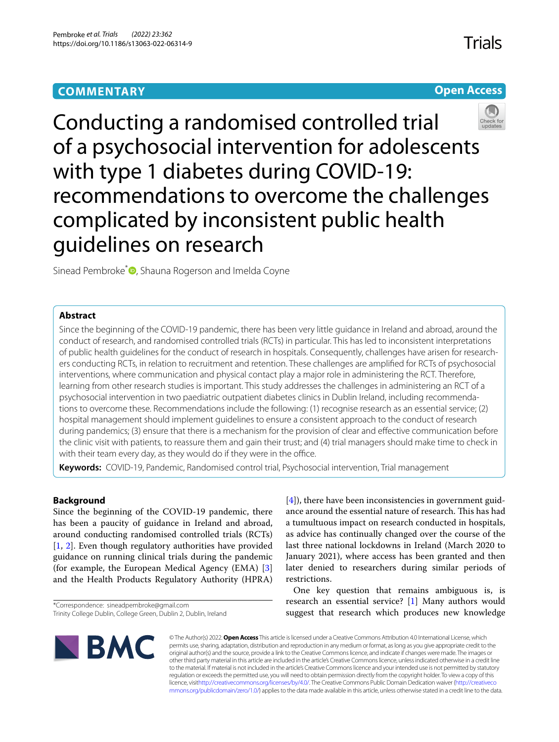COMMENTARY

Open Access

# Conducting a randomised controlled trial of a psychosocial intervention for adolescents with type 1 diabetes during COVID-19: recommendations to overcome the challenges complicated by inconsistent public health guidelines on research

Sinead Pembroke*, Shauna Rogerson and Imelda Coyne

## Abstract

Since the beginning of the COVID-19 pandemic, there has been very little guidance in Ireland and abroad, around the conduct of research, and randomised controlled trials (RCTs) in particular. This has led to inconsistent interpretations of public health guidelines for the conduct of research in hospitals. Consequently, challenges have arisen for researchers conducting RCTs, in relation to recruitment and retention. These challenges are amplified for RCTs of psychosocial interventions, where communication and physical contact play a major role in administering the RCT. Therefore, learning from other research studies is important. This study addresses the challenges in administering an RCT of a psychosocial intervention in two paediatric outpatient diabetes clinics in Dublin Ireland, including recommendations to overcome these. Recommendations include the following: (1) recognise research as an essential service; (2) hospital management should implement guidelines to ensure a consistent approach to the conduct of research during pandemics; (3) ensure that there is a mechanism for the provision of clear and effective communication before the clinic visit with patients, to reassure them and gain their trust; and (4) trial managers should make time to check in with their team every day, as they would do if they were in the office.

**Keywords:** COVID-19, Pandemic, Randomised control trial, Psychosocial intervention, Trial management

## Background

Since the beginning of the COVID-19 pandemic, there has been a paucity of guidance in Ireland and abroad, around conducting randomised controlled trials (RCTs) [1, 2]. Even though regulatory authorities have provided guidance on running clinical trials during the pandemic (for example, the European Medical Agency (EMA) [3] and the Health Products Regulatory Authority (HPRA) [4]), there have been inconsistencies in government guidance around the essential nature of research. This has had a tumultuous impact on research conducted in hospitals, as advice has continually changed over the course of the last three national lockdowns in Ireland (March 2020 to January 2021), where access has been granted and then later denied to researchers during similar periods of restrictions.

One key question that remains ambiguous is, is research an essential service? [1] Many authors would suggest that research which produces new knowledge

*Correspondence: sineadpembroke@gmail.com
Trinity College Dublin, College Green, Dublin 2, Dublin, Ireland

© The Author(s) 2022. **Open Access** This article is licensed under a Creative Commons Attribution 4.0 International License, which permits use, sharing, adaptation, distribution and reproduction in any medium or format, as long as you give appropriate credit to the original author(s) and the source, provide a link to the Creative Commons licence, and indicate if changes were made. The images or other third party material in this article are included in the article's Creative Commons licence, unless indicated otherwise in a credit line to the material. If material is not included in the article's Creative Commons licence and your intended use is not permitted by statutory regulation or exceeds the permitted use, you will need to obtain permission directly from the copyright holder. To view a copy of this licence, visit http://creativecommons.org/licenses/by/4.0/. The Creative Commons Public Domain Dedication waiver (http://creativecommons.org/publicdomain/zero/1.0/) applies to the data made available in this article, unless otherwise stated in a credit line to the data.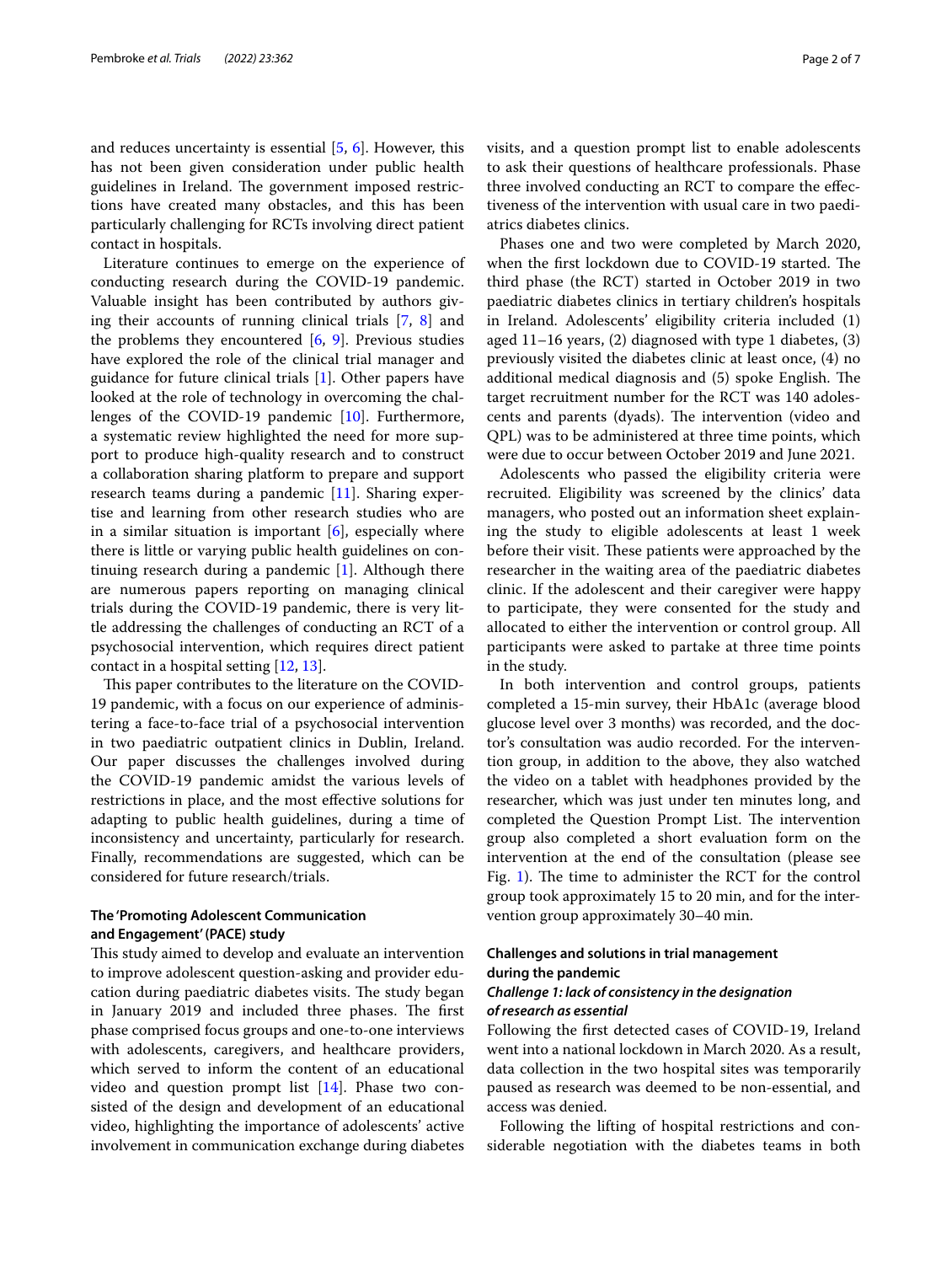and reduces uncertainty is essential [5, 6]. However, this has not been given consideration under public health guidelines in Ireland. The government imposed restrictions have created many obstacles, and this has been particularly challenging for RCTs involving direct patient contact in hospitals.

Literature continues to emerge on the experience of conducting research during the COVID-19 pandemic. Valuable insight has been contributed by authors giving their accounts of running clinical trials [7, 8] and the problems they encountered [6, 9]. Previous studies have explored the role of the clinical trial manager and guidance for future clinical trials [1]. Other papers have looked at the role of technology in overcoming the challenges of the COVID-19 pandemic [10]. Furthermore, a systematic review highlighted the need for more support to produce high-quality research and to construct a collaboration sharing platform to prepare and support research teams during a pandemic [11]. Sharing expertise and learning from other research studies who are in a similar situation is important [6], especially where there is little or varying public health guidelines on continuing research during a pandemic [1]. Although there are numerous papers reporting on managing clinical trials during the COVID-19 pandemic, there is very little addressing the challenges of conducting an RCT of a psychosocial intervention, which requires direct patient contact in a hospital setting [12, 13].

This paper contributes to the literature on the COVID-19 pandemic, with a focus on our experience of administering a face-to-face trial of a psychosocial intervention in two paediatric outpatient clinics in Dublin, Ireland. Our paper discusses the challenges involved during the COVID-19 pandemic amidst the various levels of restrictions in place, and the most effective solutions for adapting to public health guidelines, during a time of inconsistency and uncertainty, particularly for research. Finally, recommendations are suggested, which can be considered for future research/trials.

### The 'Promoting Adolescent Communication and Engagement' (PACE) study

This study aimed to develop and evaluate an intervention to improve adolescent question-asking and provider education during paediatric diabetes visits. The study began in January 2019 and included three phases. The first phase comprised focus groups and one-to-one interviews with adolescents, caregivers, and healthcare providers, which served to inform the content of an educational video and question prompt list [14]. Phase two consisted of the design and development of an educational video, highlighting the importance of adolescents' active involvement in communication exchange during diabetes visits, and a question prompt list to enable adolescents to ask their questions of healthcare professionals. Phase three involved conducting an RCT to compare the effectiveness of the intervention with usual care in two paediatrics diabetes clinics.

Phases one and two were completed by March 2020, when the first lockdown due to COVID-19 started. The third phase (the RCT) started in October 2019 in two paediatric diabetes clinics in tertiary children's hospitals in Ireland. Adolescents' eligibility criteria included (1) aged 11–16 years, (2) diagnosed with type 1 diabetes, (3) previously visited the diabetes clinic at least once, (4) no additional medical diagnosis and (5) spoke English. The target recruitment number for the RCT was 140 adolescents and parents (dyads). The intervention (video and QPL) was to be administered at three time points, which were due to occur between October 2019 and June 2021.

Adolescents who passed the eligibility criteria were recruited. Eligibility was screened by the clinics' data managers, who posted out an information sheet explaining the study to eligible adolescents at least 1 week before their visit. These patients were approached by the researcher in the waiting area of the paediatric diabetes clinic. If the adolescent and their caregiver were happy to participate, they were consented for the study and allocated to either the intervention or control group. All participants were asked to partake at three time points in the study.

In both intervention and control groups, patients completed a 15-min survey, their HbA1c (average blood glucose level over 3 months) was recorded, and the doctor's consultation was audio recorded. For the intervention group, in addition to the above, they also watched the video on a tablet with headphones provided by the researcher, which was just under ten minutes long, and completed the Question Prompt List. The intervention group also completed a short evaluation form on the intervention at the end of the consultation (please see Fig. 1). The time to administer the RCT for the control group took approximately 15 to 20 min, and for the intervention group approximately 30–40 min.

### Challenges and solutions in trial management during the pandemic

#### *Challenge 1: lack of consistency in the designation of research as essential*

Following the first detected cases of COVID-19, Ireland went into a national lockdown in March 2020. As a result, data collection in the two hospital sites was temporarily paused as research was deemed to be non-essential, and access was denied.

Following the lifting of hospital restrictions and considerable negotiation with the diabetes teams in both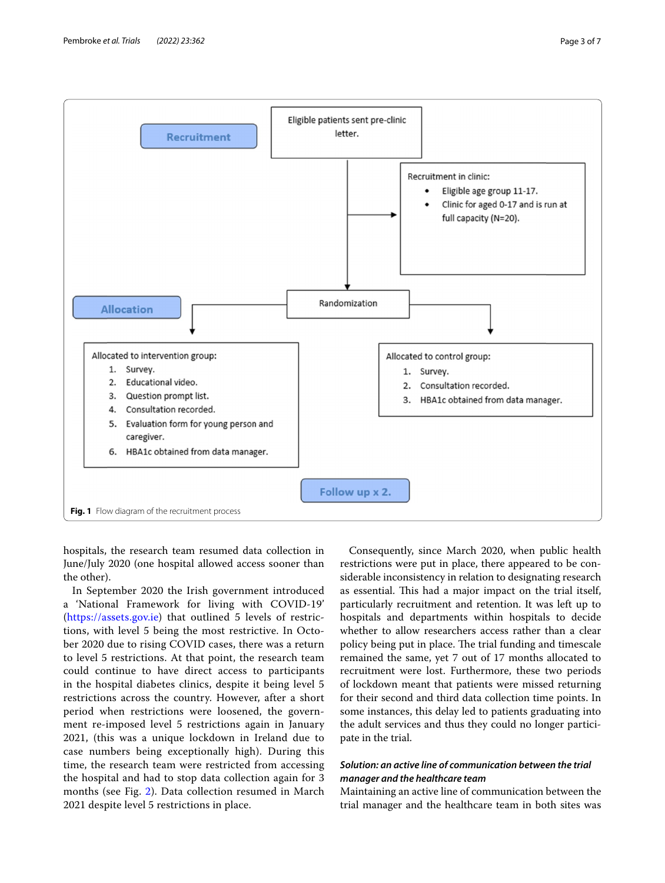Recruitment

Eligible patients sent pre-clinic letter.

Recruitment in clinic:

- Eligible age group 11-17.
- Clinic for aged 0-17 and is run at full capacity (N=20).

Allocation

Randomization

Allocated to intervention group:

1. Survey.
2. Educational video.
3. Question prompt list.
4. Consultation recorded.
5. Evaluation form for young person and caregiver.
6. HBA1c obtained from data manager.

Allocated to control group:

1. Survey.
2. Consultation recorded.
3. HBA1c obtained from data manager.

Follow up x 2.

**Fig. 1** Flow diagram of the recruitment process

hospitals, the research team resumed data collection in June/July 2020 (one hospital allowed access sooner than the other).

In September 2020 the Irish government introduced a 'National Framework for living with COVID-19' (https://assets.gov.ie) that outlined 5 levels of restrictions, with level 5 being the most restrictive. In October 2020 due to rising COVID cases, there was a return to level 5 restrictions. At that point, the research team could continue to have direct access to participants in the hospital diabetes clinics, despite it being level 5 restrictions across the country. However, after a short period when restrictions were loosened, the government re-imposed level 5 restrictions again in January 2021, (this was a unique lockdown in Ireland due to case numbers being exceptionally high). During this time, the research team were restricted from accessing the hospital and had to stop data collection again for 3 months (see Fig. 2). Data collection resumed in March 2021 despite level 5 restrictions in place.

Consequently, since March 2020, when public health restrictions were put in place, there appeared to be considerable inconsistency in relation to designating research as essential. This had a major impact on the trial itself, particularly recruitment and retention. It was left up to hospitals and departments within hospitals to decide whether to allow researchers access rather than a clear policy being put in place. The trial funding and timescale remained the same, yet 7 out of 17 months allocated to recruitment were lost. Furthermore, these two periods of lockdown meant that patients were missed returning for their second and third data collection time points. In some instances, this delay led to patients graduating into the adult services and thus they could no longer participate in the trial.

#### *Solution: an active line of communication between the trial manager and the healthcare team*

Maintaining an active line of communication between the trial manager and the healthcare team in both sites was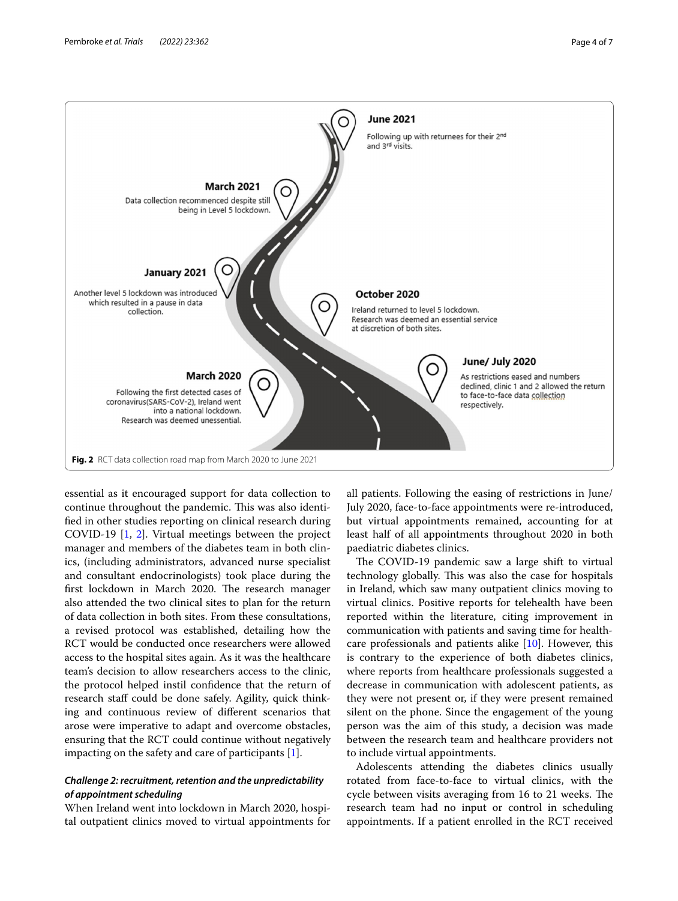**June 2021**
Following up with returnees for their 2nd and 3rd visits.

**March 2021**
Data collection recommenced despite still being in Level 5 lockdown.

**January 2021**
Another level 5 lockdown was introduced which resulted in a pause in data collection.

**October 2020**
Ireland returned to level 5 lockdown. Research was deemed an essential service at discretion of both sites.

**June/ July 2020**
As restrictions eased and numbers declined, clinic 1 and 2 allowed the return to face-to-face data collection respectively.

**March 2020**
Following the first detected cases of coronavirus(SARS-CoV-2), Ireland went into a national lockdown. Research was deemed unessential.

**Fig. 2** RCT data collection road map from March 2020 to June 2021

essential as it encouraged support for data collection to continue throughout the pandemic. This was also identified in other studies reporting on clinical research during COVID-19 [1, 2]. Virtual meetings between the project manager and members of the diabetes team in both clinics, (including administrators, advanced nurse specialist and consultant endocrinologists) took place during the first lockdown in March 2020. The research manager also attended the two clinical sites to plan for the return of data collection in both sites. From these consultations, a revised protocol was established, detailing how the RCT would be conducted once researchers were allowed access to the hospital sites again. As it was the healthcare team's decision to allow researchers access to the clinic, the protocol helped instil confidence that the return of research staff could be done safely. Agility, quick thinking and continuous review of different scenarios that arose were imperative to adapt and overcome obstacles, ensuring that the RCT could continue without negatively impacting on the safety and care of participants [1].

### *Challenge 2: recruitment, retention and the unpredictability of appointment scheduling*

When Ireland went into lockdown in March 2020, hospital outpatient clinics moved to virtual appointments for all patients. Following the easing of restrictions in June/ July 2020, face-to-face appointments were re-introduced, but virtual appointments remained, accounting for at least half of all appointments throughout 2020 in both paediatric diabetes clinics.

The COVID-19 pandemic saw a large shift to virtual technology globally. This was also the case for hospitals in Ireland, which saw many outpatient clinics moving to virtual clinics. Positive reports for telehealth have been reported within the literature, citing improvement in communication with patients and saving time for healthcare professionals and patients alike [10]. However, this is contrary to the experience of both diabetes clinics, where reports from healthcare professionals suggested a decrease in communication with adolescent patients, as they were not present or, if they were present remained silent on the phone. Since the engagement of the young person was the aim of this study, a decision was made between the research team and healthcare providers not to include virtual appointments.

Adolescents attending the diabetes clinics usually rotated from face-to-face to virtual clinics, with the cycle between visits averaging from 16 to 21 weeks. The research team had no input or control in scheduling appointments. If a patient enrolled in the RCT received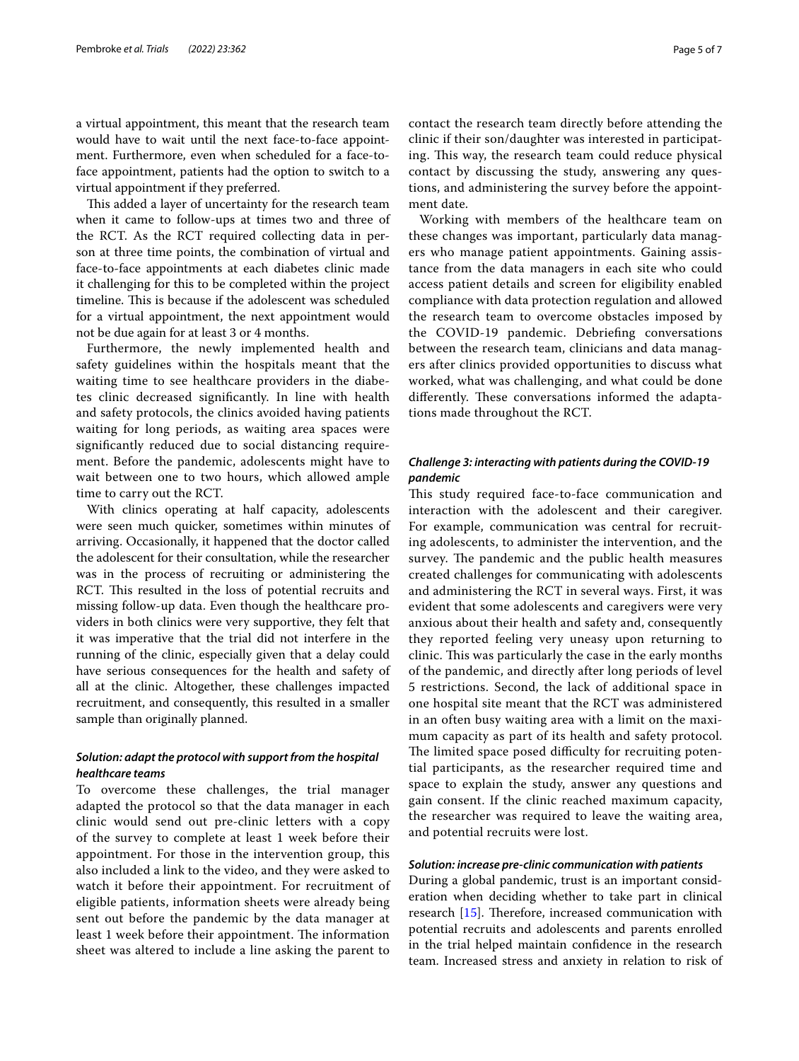a virtual appointment, this meant that the research team would have to wait until the next face-to-face appointment. Furthermore, even when scheduled for a face-to-face appointment, patients had the option to switch to a virtual appointment if they preferred.

This added a layer of uncertainty for the research team when it came to follow-ups at times two and three of the RCT. As the RCT required collecting data in person at three time points, the combination of virtual and face-to-face appointments at each diabetes clinic made it challenging for this to be completed within the project timeline. This is because if the adolescent was scheduled for a virtual appointment, the next appointment would not be due again for at least 3 or 4 months.

Furthermore, the newly implemented health and safety guidelines within the hospitals meant that the waiting time to see healthcare providers in the diabetes clinic decreased significantly. In line with health and safety protocols, the clinics avoided having patients waiting for long periods, as waiting area spaces were significantly reduced due to social distancing requirement. Before the pandemic, adolescents might have to wait between one to two hours, which allowed ample time to carry out the RCT.

With clinics operating at half capacity, adolescents were seen much quicker, sometimes within minutes of arriving. Occasionally, it happened that the doctor called the adolescent for their consultation, while the researcher was in the process of recruiting or administering the RCT. This resulted in the loss of potential recruits and missing follow-up data. Even though the healthcare providers in both clinics were very supportive, they felt that it was imperative that the trial did not interfere in the running of the clinic, especially given that a delay could have serious consequences for the health and safety of all at the clinic. Altogether, these challenges impacted recruitment, and consequently, this resulted in a smaller sample than originally planned.

### *Solution: adapt the protocol with support from the hospital healthcare teams*

To overcome these challenges, the trial manager adapted the protocol so that the data manager in each clinic would send out pre-clinic letters with a copy of the survey to complete at least 1 week before their appointment. For those in the intervention group, this also included a link to the video, and they were asked to watch it before their appointment. For recruitment of eligible patients, information sheets were already being sent out before the pandemic by the data manager at least 1 week before their appointment. The information sheet was altered to include a line asking the parent to contact the research team directly before attending the clinic if their son/daughter was interested in participating. This way, the research team could reduce physical contact by discussing the study, answering any questions, and administering the survey before the appointment date.

Working with members of the healthcare team on these changes was important, particularly data managers who manage patient appointments. Gaining assistance from the data managers in each site who could access patient details and screen for eligibility enabled compliance with data protection regulation and allowed the research team to overcome obstacles imposed by the COVID-19 pandemic. Debriefing conversations between the research team, clinicians and data managers after clinics provided opportunities to discuss what worked, what was challenging, and what could be done differently. These conversations informed the adaptations made throughout the RCT.

### *Challenge 3: interacting with patients during the COVID-19 pandemic*

This study required face-to-face communication and interaction with the adolescent and their caregiver. For example, communication was central for recruiting adolescents, to administer the intervention, and the survey. The pandemic and the public health measures created challenges for communicating with adolescents and administering the RCT in several ways. First, it was evident that some adolescents and caregivers were very anxious about their health and safety and, consequently they reported feeling very uneasy upon returning to clinic. This was particularly the case in the early months of the pandemic, and directly after long periods of level 5 restrictions. Second, the lack of additional space in one hospital site meant that the RCT was administered in an often busy waiting area with a limit on the maximum capacity as part of its health and safety protocol. The limited space posed difficulty for recruiting potential participants, as the researcher required time and space to explain the study, answer any questions and gain consent. If the clinic reached maximum capacity, the researcher was required to leave the waiting area, and potential recruits were lost.

### *Solution: increase pre-clinic communication with patients*

During a global pandemic, trust is an important consideration when deciding whether to take part in clinical research [15]. Therefore, increased communication with potential recruits and adolescents and parents enrolled in the trial helped maintain confidence in the research team. Increased stress and anxiety in relation to risk of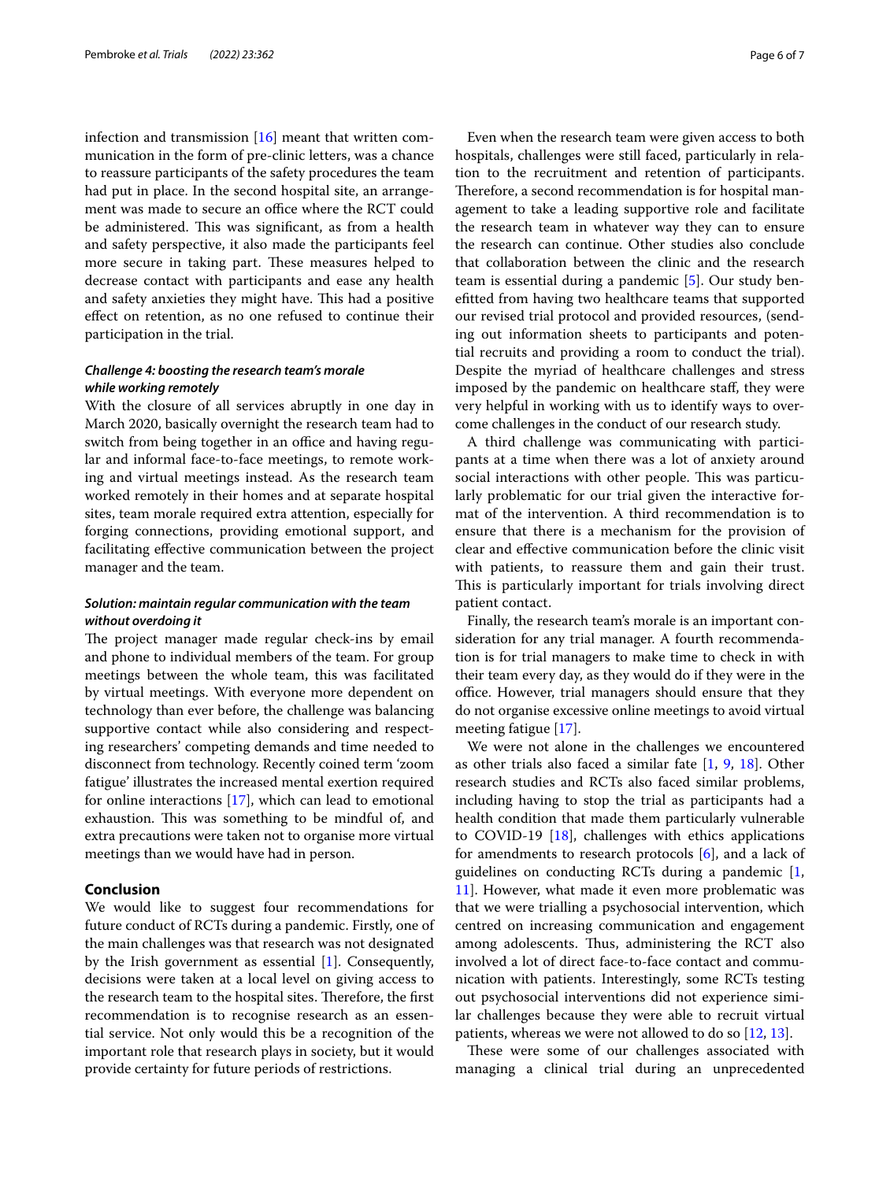infection and transmission [16] meant that written communication in the form of pre-clinic letters, was a chance to reassure participants of the safety procedures the team had put in place. In the second hospital site, an arrangement was made to secure an office where the RCT could be administered. This was significant, as from a health and safety perspective, it also made the participants feel more secure in taking part. These measures helped to decrease contact with participants and ease any health and safety anxieties they might have. This had a positive effect on retention, as no one refused to continue their participation in the trial.

### *Challenge 4: boosting the research team's morale while working remotely*

With the closure of all services abruptly in one day in March 2020, basically overnight the research team had to switch from being together in an office and having regular and informal face-to-face meetings, to remote working and virtual meetings instead. As the research team worked remotely in their homes and at separate hospital sites, team morale required extra attention, especially for forging connections, providing emotional support, and facilitating effective communication between the project manager and the team.

### *Solution: maintain regular communication with the team without overdoing it*

The project manager made regular check-ins by email and phone to individual members of the team. For group meetings between the whole team, this was facilitated by virtual meetings. With everyone more dependent on technology than ever before, the challenge was balancing supportive contact while also considering and respecting researchers' competing demands and time needed to disconnect from technology. Recently coined term 'zoom fatigue' illustrates the increased mental exertion required for online interactions [17], which can lead to emotional exhaustion. This was something to be mindful of, and extra precautions were taken not to organise more virtual meetings than we would have had in person.

## Conclusion

We would like to suggest four recommendations for future conduct of RCTs during a pandemic. Firstly, one of the main challenges was that research was not designated by the Irish government as essential [1]. Consequently, decisions were taken at a local level on giving access to the research team to the hospital sites. Therefore, the first recommendation is to recognise research as an essential service. Not only would this be a recognition of the important role that research plays in society, but it would provide certainty for future periods of restrictions.

Even when the research team were given access to both hospitals, challenges were still faced, particularly in relation to the recruitment and retention of participants. Therefore, a second recommendation is for hospital management to take a leading supportive role and facilitate the research team in whatever way they can to ensure the research can continue. Other studies also conclude that collaboration between the clinic and the research team is essential during a pandemic [5]. Our study benefitted from having two healthcare teams that supported our revised trial protocol and provided resources, (sending out information sheets to participants and potential recruits and providing a room to conduct the trial). Despite the myriad of healthcare challenges and stress imposed by the pandemic on healthcare staff, they were very helpful in working with us to identify ways to overcome challenges in the conduct of our research study.

A third challenge was communicating with participants at a time when there was a lot of anxiety around social interactions with other people. This was particularly problematic for our trial given the interactive format of the intervention. A third recommendation is to ensure that there is a mechanism for the provision of clear and effective communication before the clinic visit with patients, to reassure them and gain their trust. This is particularly important for trials involving direct patient contact.

Finally, the research team's morale is an important consideration for any trial manager. A fourth recommendation is for trial managers to make time to check in with their team every day, as they would do if they were in the office. However, trial managers should ensure that they do not organise excessive online meetings to avoid virtual meeting fatigue [17].

We were not alone in the challenges we encountered as other trials also faced a similar fate [1, 9, 18]. Other research studies and RCTs also faced similar problems, including having to stop the trial as participants had a health condition that made them particularly vulnerable to COVID-19 [18], challenges with ethics applications for amendments to research protocols [6], and a lack of guidelines on conducting RCTs during a pandemic [1, 11]. However, what made it even more problematic was that we were trialling a psychosocial intervention, which centred on increasing communication and engagement among adolescents. Thus, administering the RCT also involved a lot of direct face-to-face contact and communication with patients. Interestingly, some RCTs testing out psychosocial interventions did not experience similar challenges because they were able to recruit virtual patients, whereas we were not allowed to do so [12, 13].

These were some of our challenges associated with managing a clinical trial during an unprecedented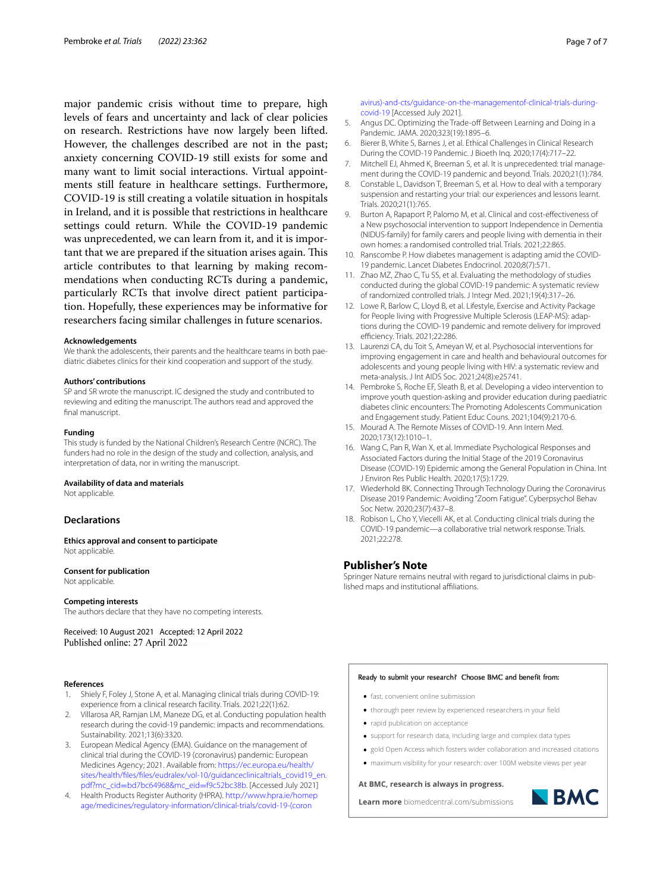major pandemic crisis without time to prepare, high levels of fears and uncertainty and lack of clear policies on research. Restrictions have now largely been lifted. However, the challenges described are not in the past; anxiety concerning COVID-19 still exists for some and many want to limit social interactions. Virtual appointments still feature in healthcare settings. Furthermore, COVID-19 is still creating a volatile situation in hospitals in Ireland, and it is possible that restrictions in healthcare settings could return. While the COVID-19 pandemic was unprecedented, we can learn from it, and it is important that we are prepared if the situation arises again. This article contributes to that learning by making recommendations when conducting RCTs during a pandemic, particularly RCTs that involve direct patient participation. Hopefully, these experiences may be informative for researchers facing similar challenges in future scenarios.

#### Acknowledgements

We thank the adolescents, their parents and the healthcare teams in both paediatric diabetes clinics for their kind cooperation and support of the study.

#### Authors' contributions

SP and SR wrote the manuscript. IC designed the study and contributed to reviewing and editing the manuscript. The authors read and approved the final manuscript.

#### Funding

This study is funded by the National Children's Research Centre (NCRC). The funders had no role in the design of the study and collection, analysis, and interpretation of data, nor in writing the manuscript.

#### Availability of data and materials

Not applicable.

### Declarations

#### Ethics approval and consent to participate

Not applicable.

#### Consent for publication

Not applicable.

#### Competing interests

The authors declare that they have no competing interests.

Received: 10 August 2021 Accepted: 12 April 2022
Published online: 27 April 2022

#### References

1. Shiely F, Foley J, Stone A, et al. Managing clinical trials during COVID-19: experience from a clinical research facility. Trials. 2021;22(1):62.
2. Villarosa AR, Ramjan LM, Maneze DG, et al. Conducting population health research during the covid-19 pandemic: impacts and recommendations. Sustainability. 2021;13(6):3320.
3. European Medical Agency (EMA). Guidance on the management of clinical trial during the COVID-19 (coronavirus) pandemic: European Medicines Agency; 2021. Available from: https://ec.europa.eu/health/sites/health/files/files/eudralex/vol-10/guidanceclinicaltrials_covid19_en.pdf?mc_cid=bd7bc64968&mc_eid=f9c52bc38b. [Accessed July 2021]
4. Health Products Register Authority (HPRA). http://www.hpra.ie/homepage/medicines/regulatory-information/clinical-trials/covid-19-(coronavirus)-and-cts/guidance-on-the-managementof-clinical-trials-during-covid-19 [Accessed July 2021].
5. Angus DC. Optimizing the Trade-off Between Learning and Doing in a Pandemic. JAMA. 2020;323(19):1895–6.
6. Bierer B, White S, Barnes J, et al. Ethical Challenges in Clinical Research During the COVID-19 Pandemic. J Bioeth Inq. 2020;17(4):717–22.
7. Mitchell EJ, Ahmed K, Breeman S, et al. It is unprecedented: trial management during the COVID-19 pandemic and beyond. Trials. 2020;21(1):784.
8. Constable L, Davidson T, Breeman S, et al. How to deal with a temporary suspension and restarting your trial: our experiences and lessons learnt. Trials. 2020;21(1):765.
9. Burton A, Rapaport P, Palomo M, et al. Clinical and cost-effectiveness of a New psychosocial intervention to support Independence in Dementia (NIDUS-family) for family carers and people living with dementia in their own homes: a randomised controlled trial. Trials. 2021;22:865.
10. Ranscombe P. How diabetes management is adapting amid the COVID-19 pandemic. Lancet Diabetes Endocrinol. 2020;8(7):571.
11. Zhao MZ, Zhao C, Tu SS, et al. Evaluating the methodology of studies conducted during the global COVID-19 pandemic: A systematic review of randomized controlled trials. J Integr Med. 2021;19(4):317–26.
12. Lowe R, Barlow C, Lloyd B, et al. Lifestyle, Exercise and Activity Package for People living with Progressive Multiple Sclerosis (LEAP-MS): adaptions during the COVID-19 pandemic and remote delivery for improved efficiency. Trials. 2021;22:286.
13. Laurenzi CA, du Toit S, Ameyan W, et al. Psychosocial interventions for improving engagement in care and health and behavioural outcomes for adolescents and young people living with HIV: a systematic review and meta-analysis. J Int AIDS Soc. 2021;24(8):e25741.
14. Pembroke S, Roche EF, Sleath B, et al. Developing a video intervention to improve youth question-asking and provider education during paediatric diabetes clinic encounters: The Promoting Adolescents Communication and Engagement study. Patient Educ Couns. 2021;104(9):2170-6.
15. Mourad A. The Remote Misses of COVID-19. Ann Intern Med. 2020;173(12):1010–1.
16. Wang C, Pan R, Wan X, et al. Immediate Psychological Responses and Associated Factors during the Initial Stage of the 2019 Coronavirus Disease (COVID-19) Epidemic among the General Population in China. Int J Environ Res Public Health. 2020;17(5):1729.
17. Wiederhold BK. Connecting Through Technology During the Coronavirus Disease 2019 Pandemic: Avoiding "Zoom Fatigue". Cyberpsychol Behav Soc Netw. 2020;23(7):437–8.
18. Robison L, Cho Y, Viecelli AK, et al. Conducting clinical trials during the COVID-19 pandemic—a collaborative trial network response. Trials. 2021;22:278.

### Publisher's Note

Springer Nature remains neutral with regard to jurisdictional claims in published maps and institutional affiliations.

Ready to submit your research? Choose BMC and benefit from:

- fast, convenient online submission
- thorough peer review by experienced researchers in your field
- rapid publication on acceptance
- support for research data, including large and complex data types
- gold Open Access which fosters wider collaboration and increased citations
- maximum visibility for your research: over 100M website views per year

**At BMC, research is always in progress.**

**Learn more** biomedcentral.com/submissions

BMC